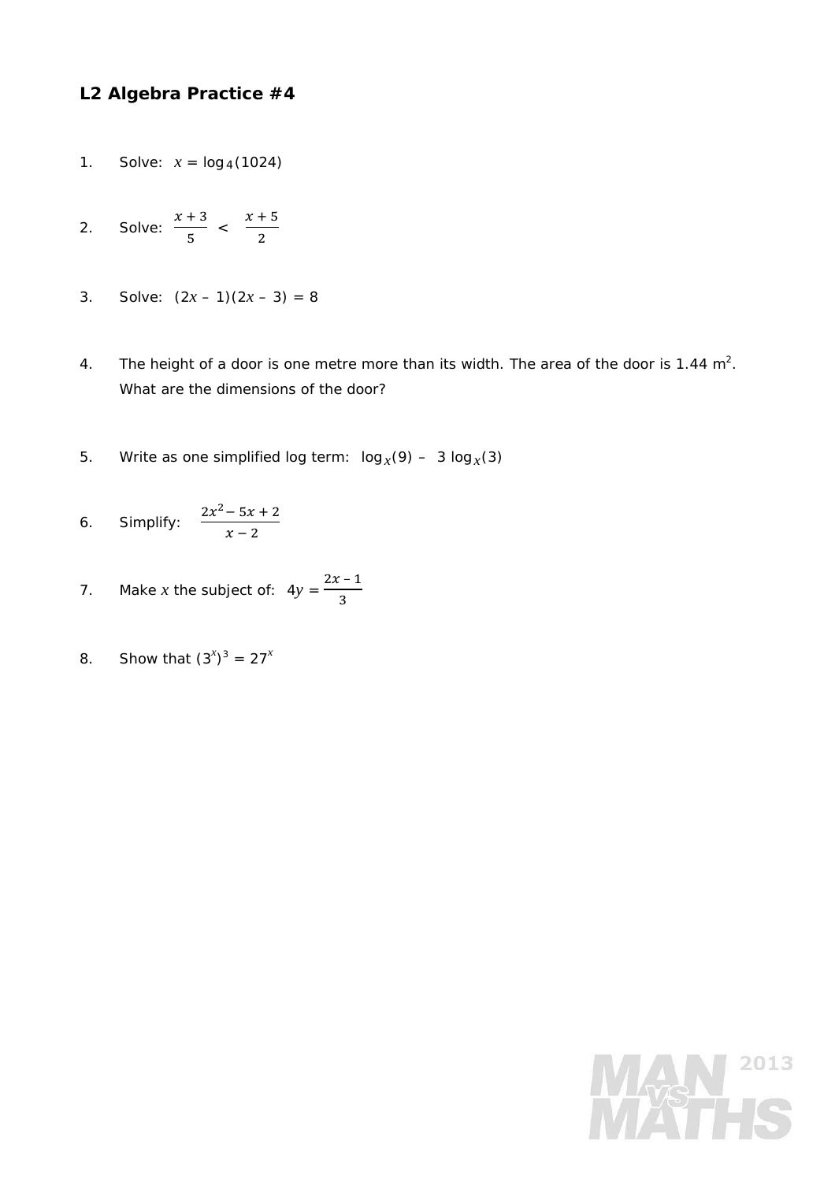## L2 Algebra Practice #4

1. Solve: $x = \log_4(1024)$

2. Solve: $\frac{x+3}{5} < \frac{x+5}{2}$

3. Solve: $(2x - 1)(2x - 3) = 8$

4. The height of a door is one metre more than its width. The area of the door is 1.44 $m^2$. What are the dimensions of the door?

5. Write as one simplified log term: $\log_x(9) - 3\log_x(3)$

6. Simplify: $\frac{2x^2 - 5x + 2}{x - 2}$

7. Make $x$ the subject of: $4y = \frac{2x - 1}{3}$

8. Show that $(3^x)^3 = 27^x$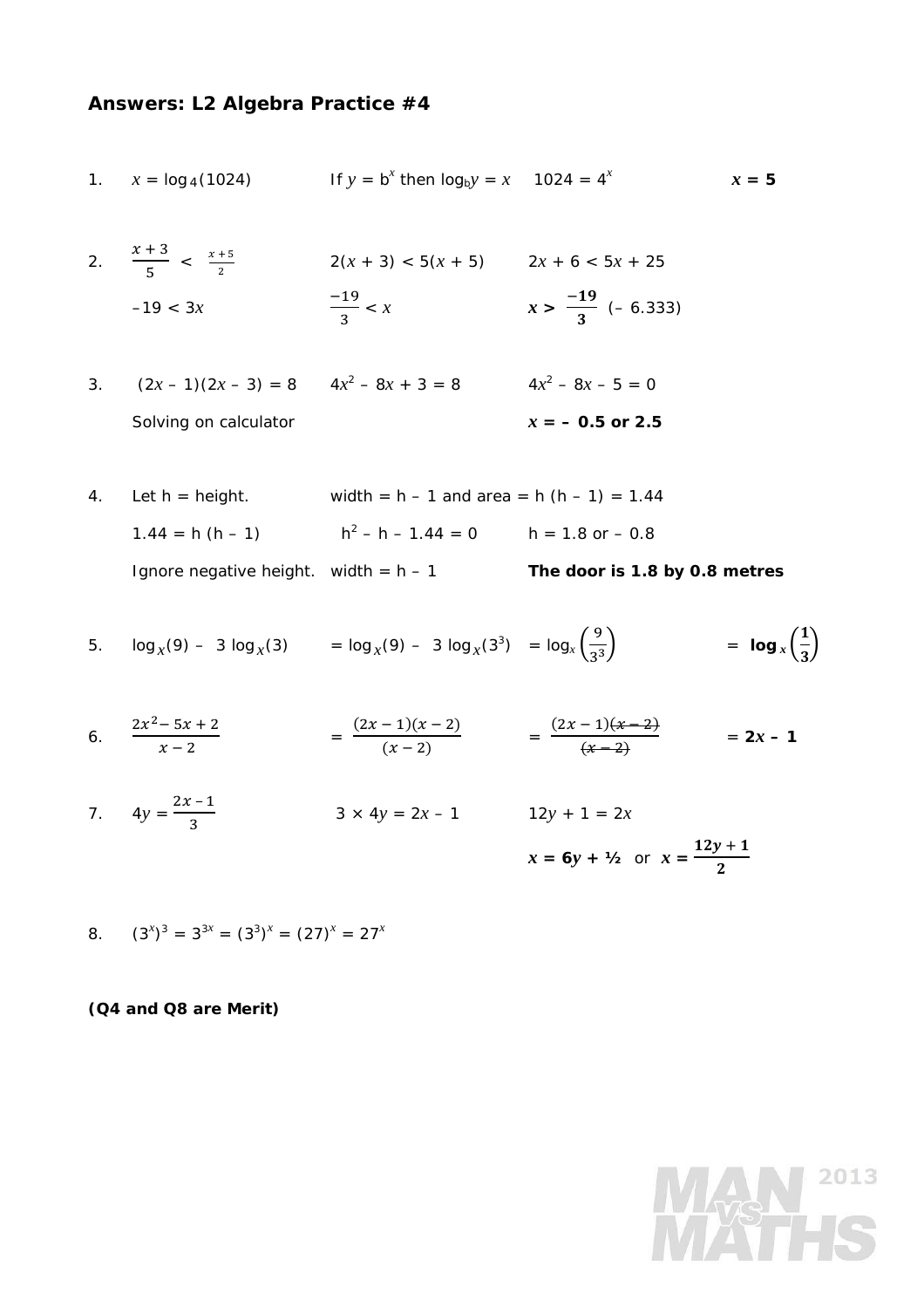## Answers: L2 Algebra Practice #4

1. $x = \log_4(1024)$ If $y = b^x$ then $\log_b y = x$ $1024 = 4^x$ $\boldsymbol{x = 5}$

2. $\frac{x+3}{5} < \frac{x+5}{2}$ $2(x + 3) < 5(x + 5)$ $2x + 6 < 5x + 25$

   $-19 < 3x$ $\frac{-19}{3} < x$ $\boldsymbol{x > \frac{-19}{3}}$ ($-6.333$)

3. $(2x - 1)(2x - 3) = 8$ $4x^2 - 8x + 3 = 8$ $4x^2 - 8x - 5 = 0$

   Solving on calculator $\boldsymbol{x = -0.5 \text{ or } 2.5}$

4. Let h = height. width = h – 1 and area = h (h – 1) = 1.44

   1.44 = h (h – 1) $h^2 - h - 1.44 = 0$ h = 1.8 or – 0.8

   Ignore negative height. width = h – 1 **The door is 1.8 by 0.8 metres**

5. $\log_x(9) - 3\log_x(3)$ $= \log_x(9) - 3\log_x(3^3)$ $= \log_x\left(\frac{9}{3^3}\right)$ $= \boldsymbol{\log_x\left(\frac{1}{3}\right)}$

6. $\frac{2x^2 - 5x + 2}{x - 2}$ $= \frac{(2x-1)(x-2)}{(x-2)}$ $= \frac{(2x-1)\cancel{(x-2)}}{\cancel{(x-2)}}$ $= \boldsymbol{2x - 1}$

7. $4y = \frac{2x - 1}{3}$ $3 \times 4y = 2x - 1$ $12y + 1 = 2x$

   $\boldsymbol{x = 6y + \frac{1}{2}}$ or $\boldsymbol{x = \frac{12y + 1}{2}}$

8. $(3^x)^3 = 3^{3x} = (3^3)^x = (27)^x = 27^x$

**(Q4 and Q8 are Merit)**